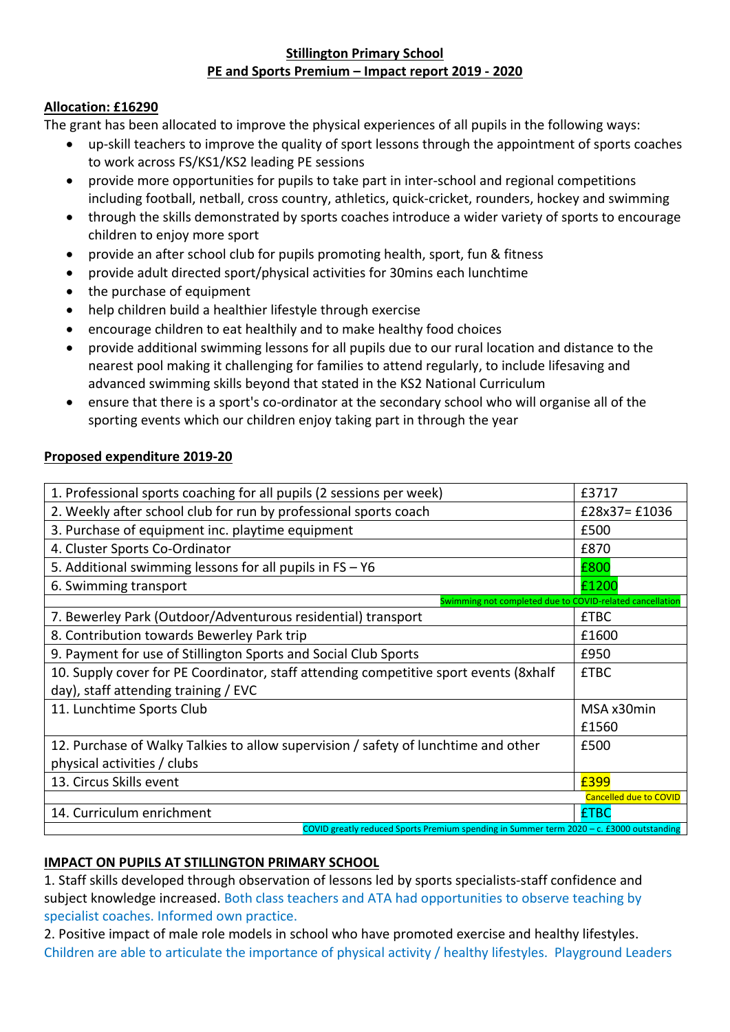**Stillington Primary School**

**PE and Sports Premium – Impact report 2019 - 2020**

**Allocation: £16290**

The grant has been allocated to improve the physical experiences of all pupils in the following ways:

- up-skill teachers to improve the quality of sport lessons through the appointment of sports coaches to work across FS/KS1/KS2 leading PE sessions
- provide more opportunities for pupils to take part in inter-school and regional competitions including football, netball, cross country, athletics, quick-cricket, rounders, hockey and swimming
- through the skills demonstrated by sports coaches introduce a wider variety of sports to encourage children to enjoy more sport
- provide an after school club for pupils promoting health, sport, fun & fitness
- provide adult directed sport/physical activities for 30mins each lunchtime
- the purchase of equipment
- help children build a healthier lifestyle through exercise
- encourage children to eat healthily and to make healthy food choices
- provide additional swimming lessons for all pupils due to our rural location and distance to the nearest pool making it challenging for families to attend regularly, to include lifesaving and advanced swimming skills beyond that stated in the KS2 National Curriculum
- ensure that there is a sport's co-ordinator at the secondary school who will organise all of the sporting events which our children enjoy taking part in through the year

**Proposed expenditure 2019-20**

| Item | Cost |
|---|---|
| 1. Professional sports coaching for all pupils (2 sessions per week) | £3717 |
| 2. Weekly after school club for run by professional sports coach | £28x37= £1036 |
| 3. Purchase of equipment inc. playtime equipment | £500 |
| 4. Cluster Sports Co-Ordinator | £870 |
| 5. Additional swimming lessons for all pupils in FS – Y6 | £800 |
| 6. Swimming transport | £1200 |
| Swimming not completed due to COVID-related cancellation | |
| 7. Bewerley Park (Outdoor/Adventurous residential) transport | £TBC |
| 8. Contribution towards Bewerley Park trip | £1600 |
| 9. Payment for use of Stillington Sports and Social Club Sports | £950 |
| 10. Supply cover for PE Coordinator, staff attending competitive sport events (8xhalf day), staff attending training / EVC | £TBC |
| 11. Lunchtime Sports Club | MSA x30min £1560 |
| 12. Purchase of Walky Talkies to allow supervision / safety of lunchtime and other physical activities / clubs | £500 |
| 13. Circus Skills event | £399 |
| Cancelled due to COVID | |
| 14. Curriculum enrichment | £TBC |
| COVID greatly reduced Sports Premium spending in Summer term 2020 – c. £3000 outstanding | |

**IMPACT ON PUPILS AT STILLINGTON PRIMARY SCHOOL**

1. Staff skills developed through observation of lessons led by sports specialists-staff confidence and subject knowledge increased. Both class teachers and ATA had opportunities to observe teaching by specialist coaches. Informed own practice.

2. Positive impact of male role models in school who have promoted exercise and healthy lifestyles. Children are able to articulate the importance of physical activity / healthy lifestyles. Playground Leaders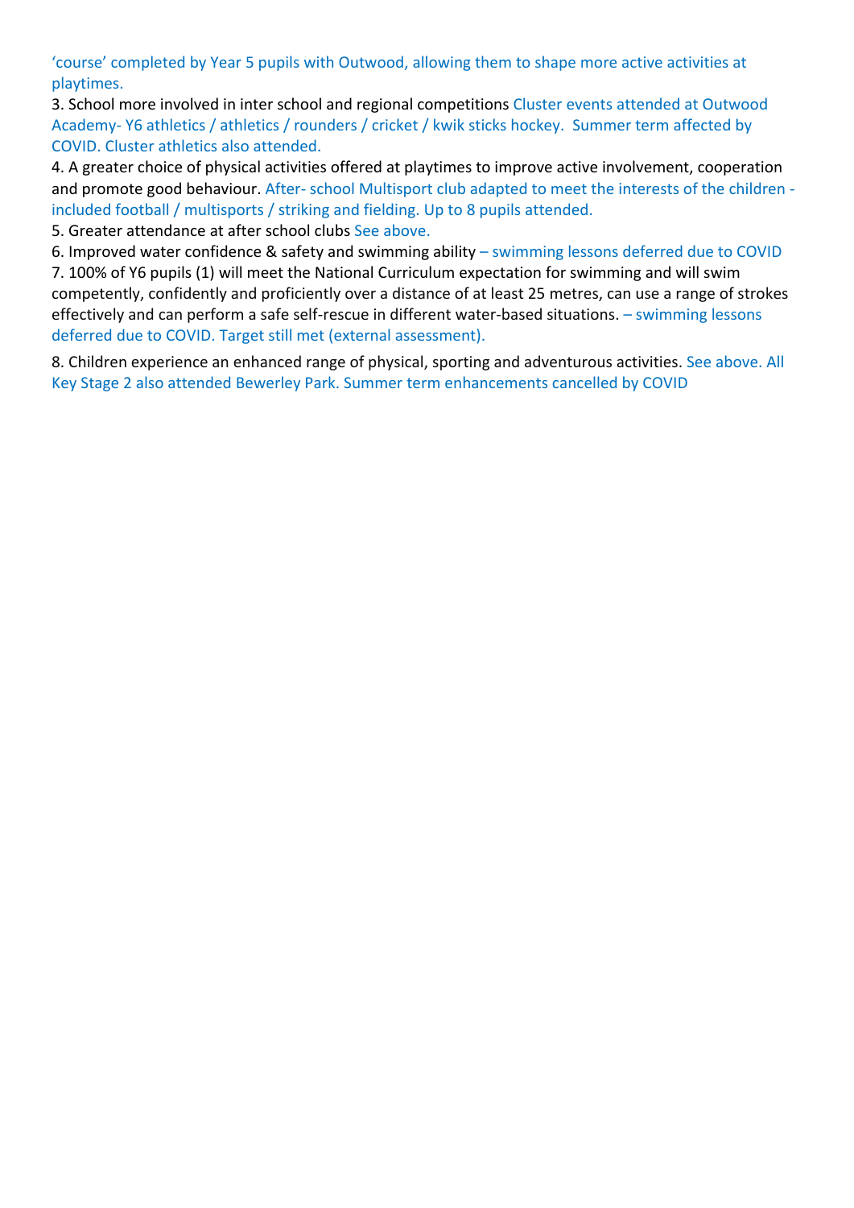'course' completed by Year 5 pupils with Outwood, allowing them to shape more active activities at playtimes.

3. School more involved in inter school and regional competitions Cluster events attended at Outwood Academy- Y6 athletics / athletics / rounders / cricket / kwik sticks hockey. Summer term affected by COVID. Cluster athletics also attended.

4. A greater choice of physical activities offered at playtimes to improve active involvement, cooperation and promote good behaviour. After- school Multisport club adapted to meet the interests of the children - included football / multisports / striking and fielding. Up to 8 pupils attended.

5. Greater attendance at after school clubs See above.

6. Improved water confidence & safety and swimming ability – swimming lessons deferred due to COVID

7. 100% of Y6 pupils (1) will meet the National Curriculum expectation for swimming and will swim competently, confidently and proficiently over a distance of at least 25 metres, can use a range of strokes effectively and can perform a safe self-rescue in different water-based situations. – swimming lessons deferred due to COVID. Target still met (external assessment).

8. Children experience an enhanced range of physical, sporting and adventurous activities. See above. All Key Stage 2 also attended Bewerley Park. Summer term enhancements cancelled by COVID